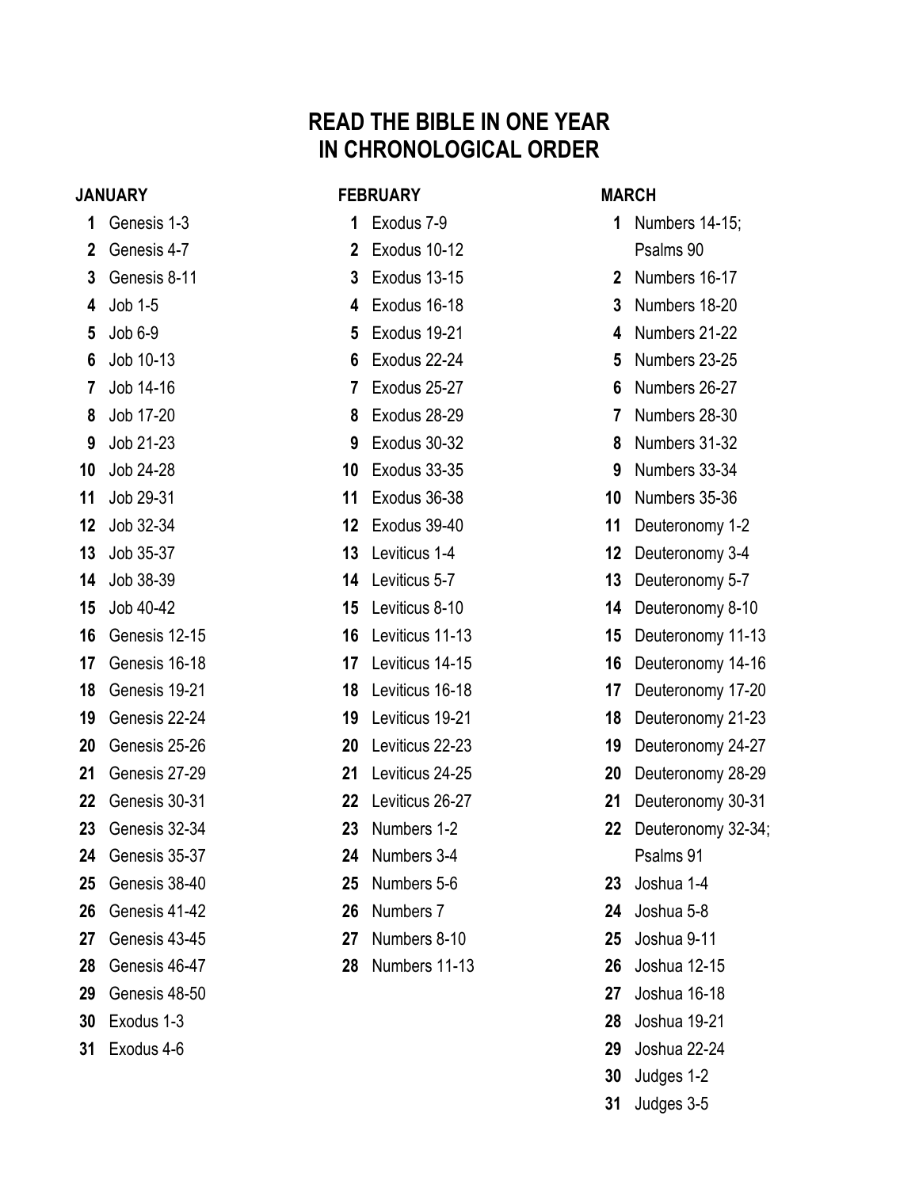# READ THE BIBLE IN ONE YEAR
# IN CHRONOLOGICAL ORDER

## JANUARY

**1** Genesis 1-3
**2** Genesis 4-7
**3** Genesis 8-11
**4** Job 1-5
**5** Job 6-9
**6** Job 10-13
**7** Job 14-16
**8** Job 17-20
**9** Job 21-23
**10** Job 24-28
**11** Job 29-31
**12** Job 32-34
**13** Job 35-37
**14** Job 38-39
**15** Job 40-42
**16** Genesis 12-15
**17** Genesis 16-18
**18** Genesis 19-21
**19** Genesis 22-24
**20** Genesis 25-26
**21** Genesis 27-29
**22** Genesis 30-31
**23** Genesis 32-34
**24** Genesis 35-37
**25** Genesis 38-40
**26** Genesis 41-42
**27** Genesis 43-45
**28** Genesis 46-47
**29** Genesis 48-50
**30** Exodus 1-3
**31** Exodus 4-6

## FEBRUARY

**1** Exodus 7-9
**2** Exodus 10-12
**3** Exodus 13-15
**4** Exodus 16-18
**5** Exodus 19-21
**6** Exodus 22-24
**7** Exodus 25-27
**8** Exodus 28-29
**9** Exodus 30-32
**10** Exodus 33-35
**11** Exodus 36-38
**12** Exodus 39-40
**13** Leviticus 1-4
**14** Leviticus 5-7
**15** Leviticus 8-10
**16** Leviticus 11-13
**17** Leviticus 14-15
**18** Leviticus 16-18
**19** Leviticus 19-21
**20** Leviticus 22-23
**21** Leviticus 24-25
**22** Leviticus 26-27
**23** Numbers 1-2
**24** Numbers 3-4
**25** Numbers 5-6
**26** Numbers 7
**27** Numbers 8-10
**28** Numbers 11-13

## MARCH

**1** Numbers 14-15; Psalms 90
**2** Numbers 16-17
**3** Numbers 18-20
**4** Numbers 21-22
**5** Numbers 23-25
**6** Numbers 26-27
**7** Numbers 28-30
**8** Numbers 31-32
**9** Numbers 33-34
**10** Numbers 35-36
**11** Deuteronomy 1-2
**12** Deuteronomy 3-4
**13** Deuteronomy 5-7
**14** Deuteronomy 8-10
**15** Deuteronomy 11-13
**16** Deuteronomy 14-16
**17** Deuteronomy 17-20
**18** Deuteronomy 21-23
**19** Deuteronomy 24-27
**20** Deuteronomy 28-29
**21** Deuteronomy 30-31
**22** Deuteronomy 32-34; Psalms 91
**23** Joshua 1-4
**24** Joshua 5-8
**25** Joshua 9-11
**26** Joshua 12-15
**27** Joshua 16-18
**28** Joshua 19-21
**29** Joshua 22-24
**30** Judges 1-2
**31** Judges 3-5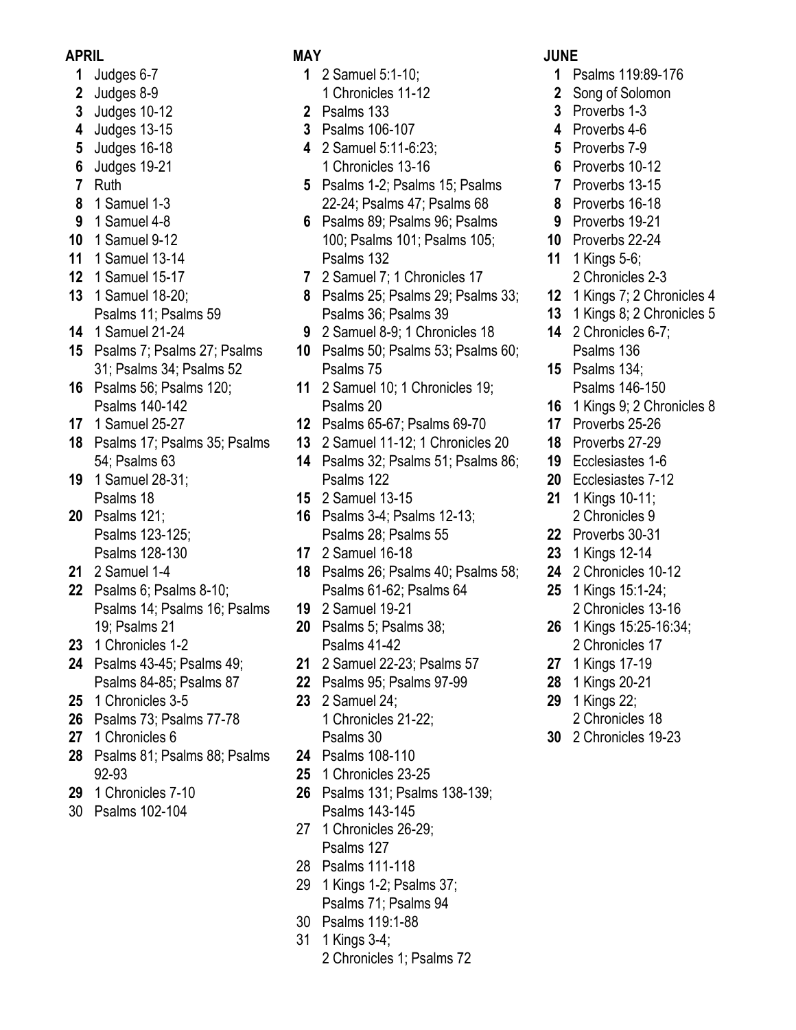## APRIL

**1** Judges 6-7
**2** Judges 8-9
**3** Judges 10-12
**4** Judges 13-15
**5** Judges 16-18
**6** Judges 19-21
**7** Ruth
**8** 1 Samuel 1-3
**9** 1 Samuel 4-8
**10** 1 Samuel 9-12
**11** 1 Samuel 13-14
**12** 1 Samuel 15-17
**13** 1 Samuel 18-20; Psalms 11; Psalms 59
**14** 1 Samuel 21-24
**15** Psalms 7; Psalms 27; Psalms 31; Psalms 34; Psalms 52
**16** Psalms 56; Psalms 120; Psalms 140-142
**17** 1 Samuel 25-27
**18** Psalms 17; Psalms 35; Psalms 54; Psalms 63
**19** 1 Samuel 28-31; Psalms 18
**20** Psalms 121; Psalms 123-125; Psalms 128-130
**21** 2 Samuel 1-4
**22** Psalms 6; Psalms 8-10; Psalms 14; Psalms 16; Psalms 19; Psalms 21
**23** 1 Chronicles 1-2
**24** Psalms 43-45; Psalms 49; Psalms 84-85; Psalms 87
**25** 1 Chronicles 3-5
**26** Psalms 73; Psalms 77-78
**27** 1 Chronicles 6
**28** Psalms 81; Psalms 88; Psalms 92-93
**29** 1 Chronicles 7-10
30 Psalms 102-104

## MAY

**1** 2 Samuel 5:1-10; 1 Chronicles 11-12
**2** Psalms 133
**3** Psalms 106-107
**4** 2 Samuel 5:11-6:23; 1 Chronicles 13-16
**5** Psalms 1-2; Psalms 15; Psalms 22-24; Psalms 47; Psalms 68
**6** Psalms 89; Psalms 96; Psalms 100; Psalms 101; Psalms 105; Psalms 132
**7** 2 Samuel 7; 1 Chronicles 17
**8** Psalms 25; Psalms 29; Psalms 33; Psalms 36; Psalms 39
**9** 2 Samuel 8-9; 1 Chronicles 18
**10** Psalms 50; Psalms 53; Psalms 60; Psalms 75
**11** 2 Samuel 10; 1 Chronicles 19; Psalms 20
**12** Psalms 65-67; Psalms 69-70
**13** 2 Samuel 11-12; 1 Chronicles 20
**14** Psalms 32; Psalms 51; Psalms 86; Psalms 122
**15** 2 Samuel 13-15
**16** Psalms 3-4; Psalms 12-13; Psalms 28; Psalms 55
**17** 2 Samuel 16-18
**18** Psalms 26; Psalms 40; Psalms 58; Psalms 61-62; Psalms 64
**19** 2 Samuel 19-21
**20** Psalms 5; Psalms 38; Psalms 41-42
**21** 2 Samuel 22-23; Psalms 57
**22** Psalms 95; Psalms 97-99
**23** 2 Samuel 24; 1 Chronicles 21-22; Psalms 30
**24** Psalms 108-110
**25** 1 Chronicles 23-25
**26** Psalms 131; Psalms 138-139; Psalms 143-145
27 1 Chronicles 26-29; Psalms 127
28 Psalms 111-118
29 1 Kings 1-2; Psalms 37; Psalms 71; Psalms 94
30 Psalms 119:1-88
31 1 Kings 3-4; 2 Chronicles 1; Psalms 72

## JUNE

**1** Psalms 119:89-176
**2** Song of Solomon
**3** Proverbs 1-3
**4** Proverbs 4-6
**5** Proverbs 7-9
**6** Proverbs 10-12
**7** Proverbs 13-15
**8** Proverbs 16-18
**9** Proverbs 19-21
**10** Proverbs 22-24
**11** 1 Kings 5-6; 2 Chronicles 2-3
**12** 1 Kings 7; 2 Chronicles 4
**13** 1 Kings 8; 2 Chronicles 5
**14** 2 Chronicles 6-7; Psalms 136
**15** Psalms 134; Psalms 146-150
**16** 1 Kings 9; 2 Chronicles 8
**17** Proverbs 25-26
**18** Proverbs 27-29
**19** Ecclesiastes 1-6
**20** Ecclesiastes 7-12
**21** 1 Kings 10-11; 2 Chronicles 9
**22** Proverbs 30-31
**23** 1 Kings 12-14
**24** 2 Chronicles 10-12
**25** 1 Kings 15:1-24; 2 Chronicles 13-16
**26** 1 Kings 15:25-16:34; 2 Chronicles 17
**27** 1 Kings 17-19
**28** 1 Kings 20-21
**29** 1 Kings 22; 2 Chronicles 18
**30** 2 Chronicles 19-23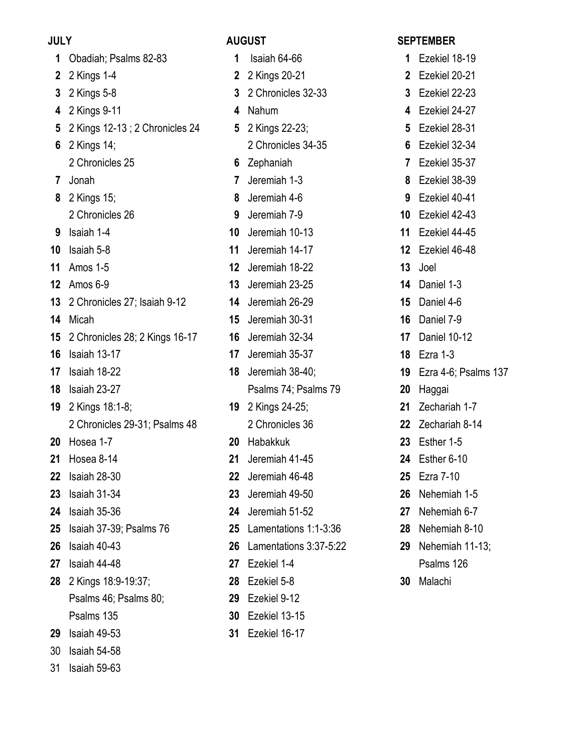**JULY**

**1** Obadiah; Psalms 82-83
**2** 2 Kings 1-4
**3** 2 Kings 5-8
**4** 2 Kings 9-11
**5** 2 Kings 12-13 ; 2 Chronicles 24
**6** 2 Kings 14; 2 Chronicles 25
**7** Jonah
**8** 2 Kings 15; 2 Chronicles 26
**9** Isaiah 1-4
**10** Isaiah 5-8
**11** Amos 1-5
**12** Amos 6-9
**13** 2 Chronicles 27; Isaiah 9-12
**14** Micah
**15** 2 Chronicles 28; 2 Kings 16-17
**16** Isaiah 13-17
**17** Isaiah 18-22
**18** Isaiah 23-27
**19** 2 Kings 18:1-8; 2 Chronicles 29-31; Psalms 48
**20** Hosea 1-7
**21** Hosea 8-14
**22** Isaiah 28-30
**23** Isaiah 31-34
**24** Isaiah 35-36
**25** Isaiah 37-39; Psalms 76
**26** Isaiah 40-43
**27** Isaiah 44-48
**28** 2 Kings 18:9-19:37; Psalms 46; Psalms 80; Psalms 135
**29** Isaiah 49-53
30 Isaiah 54-58
31 Isaiah 59-63

**AUGUST**

**1** Isaiah 64-66
**2** 2 Kings 20-21
**3** 2 Chronicles 32-33
**4** Nahum
**5** 2 Kings 22-23; 2 Chronicles 34-35
**6** Zephaniah
**7** Jeremiah 1-3
**8** Jeremiah 4-6
**9** Jeremiah 7-9
**10** Jeremiah 10-13
**11** Jeremiah 14-17
**12** Jeremiah 18-22
**13** Jeremiah 23-25
**14** Jeremiah 26-29
**15** Jeremiah 30-31
**16** Jeremiah 32-34
**17** Jeremiah 35-37
**18** Jeremiah 38-40; Psalms 74; Psalms 79
**19** 2 Kings 24-25; 2 Chronicles 36
**20** Habakkuk
**21** Jeremiah 41-45
**22** Jeremiah 46-48
**23** Jeremiah 49-50
**24** Jeremiah 51-52
**25** Lamentations 1:1-3:36
**26** Lamentations 3:37-5:22
**27** Ezekiel 1-4
**28** Ezekiel 5-8
**29** Ezekiel 9-12
**30** Ezekiel 13-15
**31** Ezekiel 16-17

**SEPTEMBER**

**1** Ezekiel 18-19
**2** Ezekiel 20-21
**3** Ezekiel 22-23
**4** Ezekiel 24-27
**5** Ezekiel 28-31
**6** Ezekiel 32-34
**7** Ezekiel 35-37
**8** Ezekiel 38-39
**9** Ezekiel 40-41
**10** Ezekiel 42-43
**11** Ezekiel 44-45
**12** Ezekiel 46-48
**13** Joel
**14** Daniel 1-3
**15** Daniel 4-6
**16** Daniel 7-9
**17** Daniel 10-12
**18** Ezra 1-3
**19** Ezra 4-6; Psalms 137
**20** Haggai
**21** Zechariah 1-7
**22** Zechariah 8-14
**23** Esther 1-5
**24** Esther 6-10
**25** Ezra 7-10
**26** Nehemiah 1-5
**27** Nehemiah 6-7
**28** Nehemiah 8-10
**29** Nehemiah 11-13; Psalms 126
**30** Malachi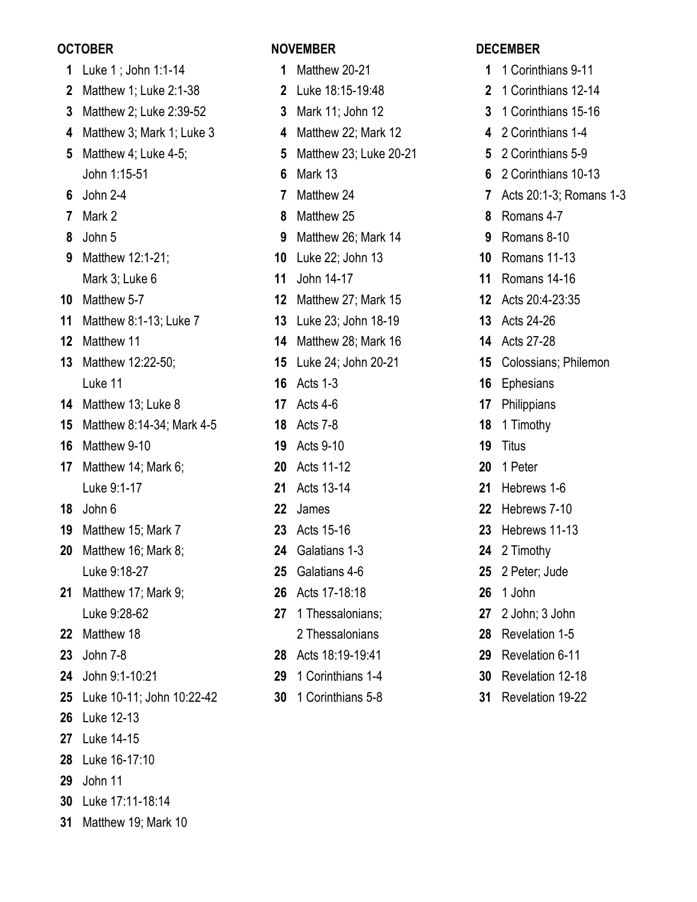**OCTOBER**

**1** Luke 1 ; John 1:1-14
**2** Matthew 1; Luke 2:1-38
**3** Matthew 2; Luke 2:39-52
**4** Matthew 3; Mark 1; Luke 3
**5** Matthew 4; Luke 4-5; John 1:15-51
**6** John 2-4
**7** Mark 2
**8** John 5
**9** Matthew 12:1-21; Mark 3; Luke 6
**10** Matthew 5-7
**11** Matthew 8:1-13; Luke 7
**12** Matthew 11
**13** Matthew 12:22-50; Luke 11
**14** Matthew 13; Luke 8
**15** Matthew 8:14-34; Mark 4-5
**16** Matthew 9-10
**17** Matthew 14; Mark 6; Luke 9:1-17
**18** John 6
**19** Matthew 15; Mark 7
**20** Matthew 16; Mark 8; Luke 9:18-27
**21** Matthew 17; Mark 9; Luke 9:28-62
**22** Matthew 18
**23** John 7-8
**24** John 9:1-10:21
**25** Luke 10-11; John 10:22-42
**26** Luke 12-13
**27** Luke 14-15
**28** Luke 16-17:10
**29** John 11
**30** Luke 17:11-18:14
**31** Matthew 19; Mark 10

**NOVEMBER**

**1** Matthew 20-21
**2** Luke 18:15-19:48
**3** Mark 11; John 12
**4** Matthew 22; Mark 12
**5** Matthew 23; Luke 20-21
**6** Mark 13
**7** Matthew 24
**8** Matthew 25
**9** Matthew 26; Mark 14
**10** Luke 22; John 13
**11** John 14-17
**12** Matthew 27; Mark 15
**13** Luke 23; John 18-19
**14** Matthew 28; Mark 16
**15** Luke 24; John 20-21
**16** Acts 1-3
**17** Acts 4-6
**18** Acts 7-8
**19** Acts 9-10
**20** Acts 11-12
**21** Acts 13-14
**22** James
**23** Acts 15-16
**24** Galatians 1-3
**25** Galatians 4-6
**26** Acts 17-18:18
**27** 1 Thessalonians; 2 Thessalonians
**28** Acts 18:19-19:41
**29** 1 Corinthians 1-4
**30** 1 Corinthians 5-8

**DECEMBER**

**1** 1 Corinthians 9-11
**2** 1 Corinthians 12-14
**3** 1 Corinthians 15-16
**4** 2 Corinthians 1-4
**5** 2 Corinthians 5-9
**6** 2 Corinthians 10-13
**7** Acts 20:1-3; Romans 1-3
**8** Romans 4-7
**9** Romans 8-10
**10** Romans 11-13
**11** Romans 14-16
**12** Acts 20:4-23:35
**13** Acts 24-26
**14** Acts 27-28
**15** Colossians; Philemon
**16** Ephesians
**17** Philippians
**18** 1 Timothy
**19** Titus
**20** 1 Peter
**21** Hebrews 1-6
**22** Hebrews 7-10
**23** Hebrews 11-13
**24** 2 Timothy
**25** 2 Peter; Jude
**26** 1 John
**27** 2 John; 3 John
**28** Revelation 1-5
**29** Revelation 6-11
**30** Revelation 12-18
**31** Revelation 19-22